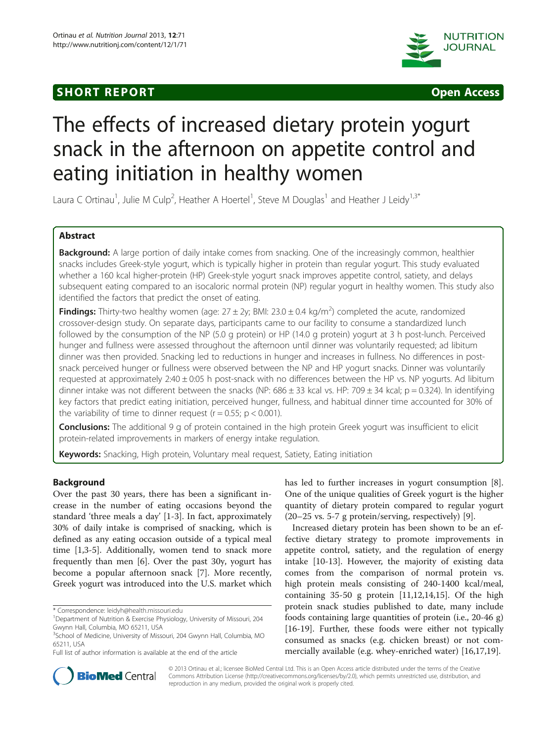SHORT REPORT Open Access

# The effects of increased dietary protein yogurt snack in the afternoon on appetite control and eating initiation in healthy women

Laura C Ortinau[1], Julie M Culp[2], Heather A Hoertel[1], Steve M Douglas[1] and Heather J Leidy[1,3*]

## Abstract

**Background:** A large portion of daily intake comes from snacking. One of the increasingly common, healthier snacks includes Greek-style yogurt, which is typically higher in protein than regular yogurt. This study evaluated whether a 160 kcal higher-protein (HP) Greek-style yogurt snack improves appetite control, satiety, and delays subsequent eating compared to an isocaloric normal protein (NP) regular yogurt in healthy women. This study also identified the factors that predict the onset of eating.

**Findings:** Thirty-two healthy women (age: 27 ± 2y; BMI: 23.0 ± 0.4 kg/m$^2$) completed the acute, randomized crossover-design study. On separate days, participants came to our facility to consume a standardized lunch followed by the consumption of the NP (5.0 g protein) or HP (14.0 g protein) yogurt at 3 h post-lunch. Perceived hunger and fullness were assessed throughout the afternoon until dinner was voluntarily requested; ad libitum dinner was then provided. Snacking led to reductions in hunger and increases in fullness. No differences in post-snack perceived hunger or fullness were observed between the NP and HP yogurt snacks. Dinner was voluntarily requested at approximately 2:40 ± 0:05 h post-snack with no differences between the HP vs. NP yogurts. Ad libitum dinner intake was not different between the snacks (NP: 686 ± 33 kcal vs. HP: 709 ± 34 kcal; $p = 0.324$). In identifying key factors that predict eating initiation, perceived hunger, fullness, and habitual dinner time accounted for 30% of the variability of time to dinner request ($r = 0.55$; $p < 0.001$).

**Conclusions:** The additional 9 g of protein contained in the high protein Greek yogurt was insufficient to elicit protein-related improvements in markers of energy intake regulation.

**Keywords:** Snacking, High protein, Voluntary meal request, Satiety, Eating initiation

## Background

Over the past 30 years, there has been a significant increase in the number of eating occasions beyond the standard 'three meals a day' [1-3]. In fact, approximately 30% of daily intake is comprised of snacking, which is defined as any eating occasion outside of a typical meal time [1,3-5]. Additionally, women tend to snack more frequently than men [6]. Over the past 30y, yogurt has become a popular afternoon snack [7]. More recently, Greek yogurt was introduced into the U.S. market which has led to further increases in yogurt consumption [8]. One of the unique qualities of Greek yogurt is the higher quantity of dietary protein compared to regular yogurt (20–25 vs. 5-7 g protein/serving, respectively) [9].

Increased dietary protein has been shown to be an effective dietary strategy to promote improvements in appetite control, satiety, and the regulation of energy intake [10-13]. However, the majority of existing data comes from the comparison of normal protein vs. high protein meals consisting of 240-1400 kcal/meal, containing 35-50 g protein [11,12,14,15]. Of the high protein snack studies published to date, many include foods containing large quantities of protein (i.e., 20-46 g) [16-19]. Further, these foods were either not typically consumed as snacks (e.g. chicken breast) or not commercially available (e.g. whey-enriched water) [16,17,19].

* Correspondence: leidyh@health.missouri.edu
[1]Department of Nutrition & Exercise Physiology, University of Missouri, 204 Gwynn Hall, Columbia, MO 65211, USA
[3]School of Medicine, University of Missouri, 204 Gwynn Hall, Columbia, MO 65211, USA
Full list of author information is available at the end of the article

© 2013 Ortinau et al.; licensee BioMed Central Ltd. This is an Open Access article distributed under the terms of the Creative Commons Attribution License (http://creativecommons.org/licenses/by/2.0), which permits unrestricted use, distribution, and reproduction in any medium, provided the original work is properly cited.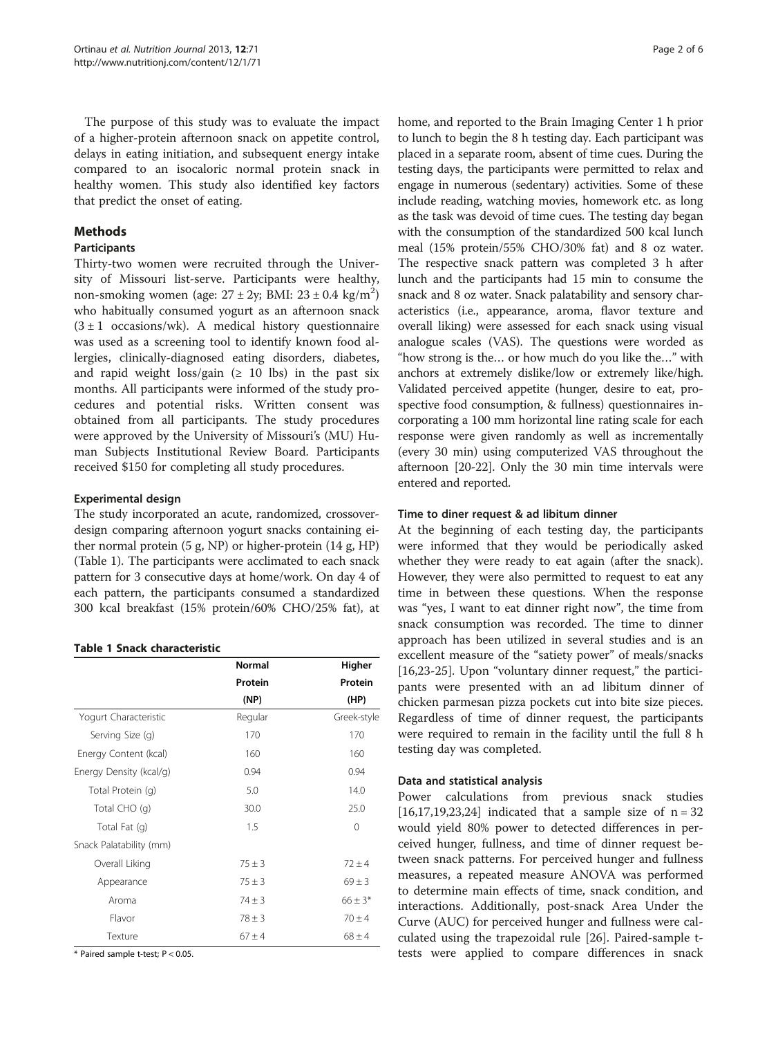The purpose of this study was to evaluate the impact of a higher-protein afternoon snack on appetite control, delays in eating initiation, and subsequent energy intake compared to an isocaloric normal protein snack in healthy women. This study also identified key factors that predict the onset of eating.

## Methods

### Participants

Thirty-two women were recruited through the University of Missouri list-serve. Participants were healthy, non-smoking women (age: 27 ± 2y; BMI: 23 ± 0.4 kg/m$^2$) who habitually consumed yogurt as an afternoon snack (3 ± 1 occasions/wk). A medical history questionnaire was used as a screening tool to identify known food allergies, clinically-diagnosed eating disorders, diabetes, and rapid weight loss/gain (≥ 10 lbs) in the past six months. All participants were informed of the study procedures and potential risks. Written consent was obtained from all participants. The study procedures were approved by the University of Missouri's (MU) Human Subjects Institutional Review Board. Participants received $150 for completing all study procedures.

### Experimental design

The study incorporated an acute, randomized, crossover-design comparing afternoon yogurt snacks containing either normal protein (5 g, NP) or higher-protein (14 g, HP) (Table 1). The participants were acclimated to each snack pattern for 3 consecutive days at home/work. On day 4 of each pattern, the participants consumed a standardized 300 kcal breakfast (15% protein/60% CHO/25% fat), at home, and reported to the Brain Imaging Center 1 h prior to lunch to begin the 8 h testing day. Each participant was placed in a separate room, absent of time cues. During the testing days, the participants were permitted to relax and engage in numerous (sedentary) activities. Some of these include reading, watching movies, homework etc. as long as the task was devoid of time cues. The testing day began with the consumption of the standardized 500 kcal lunch meal (15% protein/55% CHO/30% fat) and 8 oz water. The respective snack pattern was completed 3 h after lunch and the participants had 15 min to consume the snack and 8 oz water. Snack palatability and sensory characteristics (i.e., appearance, aroma, flavor texture and overall liking) were assessed for each snack using visual analogue scales (VAS). The questions were worded as "how strong is the… or how much do you like the…" with anchors at extremely dislike/low or extremely like/high. Validated perceived appetite (hunger, desire to eat, prospective food consumption, & fullness) questionnaires incorporating a 100 mm horizontal line rating scale for each response were given randomly as well as incrementally (every 30 min) using computerized VAS throughout the afternoon [20-22]. Only the 30 min time intervals were entered and reported.

**Table 1 Snack characteristic**

| | Normal Protein (NP) | Higher Protein (HP) |
|---|---|---|
| Yogurt Characteristic | Regular | Greek-style |
| Serving Size (g) | 170 | 170 |
| Energy Content (kcal) | 160 | 160 |
| Energy Density (kcal/g) | 0.94 | 0.94 |
| Total Protein (g) | 5.0 | 14.0 |
| Total CHO (g) | 30.0 | 25.0 |
| Total Fat (g) | 1.5 | 0 |
| Snack Palatability (mm) | | |
| Overall Liking | 75 ± 3 | 72 ± 4 |
| Appearance | 75 ± 3 | 69 ± 3 |
| Aroma | 74 ± 3 | 66 ± 3* |
| Flavor | 78 ± 3 | 70 ± 4 |
| Texture | 67 ± 4 | 68 ± 4 |

* Paired sample t-test; $P < 0.05$.

### Time to diner request & ad libitum dinner

At the beginning of each testing day, the participants were informed that they would be periodically asked whether they were ready to eat again (after the snack). However, they were also permitted to request to eat any time in between these questions. When the response was "yes, I want to eat dinner right now", the time from snack consumption was recorded. The time to dinner approach has been utilized in several studies and is an excellent measure of the "satiety power" of meals/snacks [16,23-25]. Upon "voluntary dinner request," the participants were presented with an ad libitum dinner of chicken parmesan pizza pockets cut into bite size pieces. Regardless of time of dinner request, the participants were required to remain in the facility until the full 8 h testing day was completed.

### Data and statistical analysis

Power calculations from previous snack studies [16,17,19,23,24] indicated that a sample size of $n = 32$ would yield 80% power to detected differences in perceived hunger, fullness, and time of dinner request between snack patterns. For perceived hunger and fullness measures, a repeated measure ANOVA was performed to determine main effects of time, snack condition, and interactions. Additionally, post-snack Area Under the Curve (AUC) for perceived hunger and fullness were calculated using the trapezoidal rule [26]. Paired-sample t-tests were applied to compare differences in snack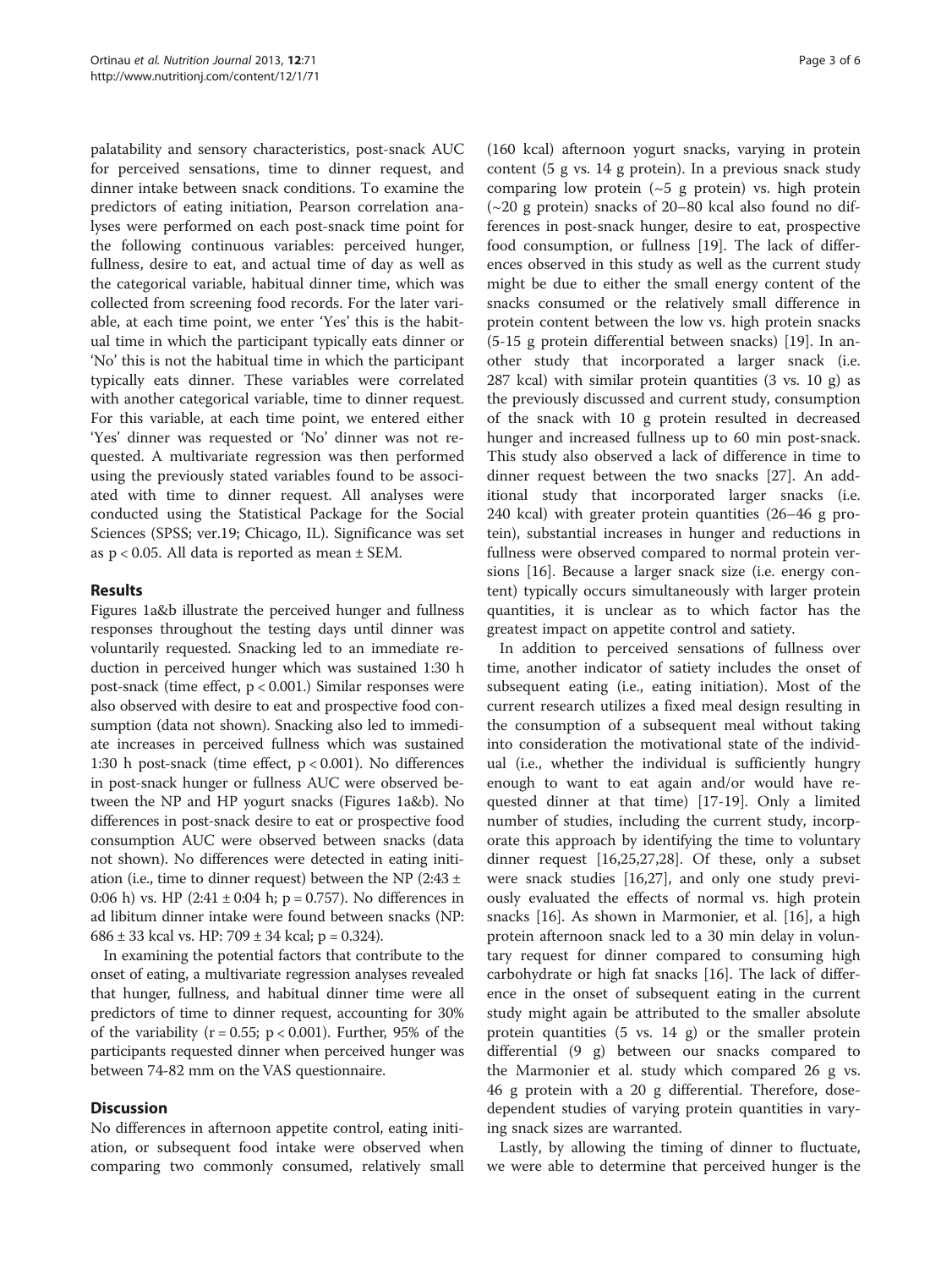palatability and sensory characteristics, post-snack AUC for perceived sensations, time to dinner request, and dinner intake between snack conditions. To examine the predictors of eating initiation, Pearson correlation analyses were performed on each post-snack time point for the following continuous variables: perceived hunger, fullness, desire to eat, and actual time of day as well as the categorical variable, habitual dinner time, which was collected from screening food records. For the later variable, at each time point, we enter 'Yes' this is the habitual time in which the participant typically eats dinner or 'No' this is not the habitual time in which the participant typically eats dinner. These variables were correlated with another categorical variable, time to dinner request. For this variable, at each time point, we entered either 'Yes' dinner was requested or 'No' dinner was not requested. A multivariate regression was then performed using the previously stated variables found to be associated with time to dinner request. All analyses were conducted using the Statistical Package for the Social Sciences (SPSS; ver.19; Chicago, IL). Significance was set as $p < 0.05$. All data is reported as mean ± SEM.

## Results

Figures 1a&b illustrate the perceived hunger and fullness responses throughout the testing days until dinner was voluntarily requested. Snacking led to an immediate reduction in perceived hunger which was sustained 1:30 h post-snack (time effect, $p < 0.001$.) Similar responses were also observed with desire to eat and prospective food consumption (data not shown). Snacking also led to immediate increases in perceived fullness which was sustained 1:30 h post-snack (time effect, $p < 0.001$). No differences in post-snack hunger or fullness AUC were observed between the NP and HP yogurt snacks (Figures 1a&b). No differences in post-snack desire to eat or prospective food consumption AUC were observed between snacks (data not shown). No differences were detected in eating initiation (i.e., time to dinner request) between the NP (2:43 ± 0:06 h) vs. HP (2:41 ± 0:04 h; $p = 0.757$). No differences in ad libitum dinner intake were found between snacks (NP: 686 ± 33 kcal vs. HP: 709 ± 34 kcal; $p = 0.324$).

In examining the potential factors that contribute to the onset of eating, a multivariate regression analyses revealed that hunger, fullness, and habitual dinner time were all predictors of time to dinner request, accounting for 30% of the variability ($r = 0.55$; $p < 0.001$). Further, 95% of the participants requested dinner when perceived hunger was between 74-82 mm on the VAS questionnaire.

## Discussion

No differences in afternoon appetite control, eating initiation, or subsequent food intake were observed when comparing two commonly consumed, relatively small (160 kcal) afternoon yogurt snacks, varying in protein content (5 g vs. 14 g protein). In a previous snack study comparing low protein (~5 g protein) vs. high protein (~20 g protein) snacks of 20–80 kcal also found no differences in post-snack hunger, desire to eat, prospective food consumption, or fullness [19]. The lack of differences observed in this study as well as the current study might be due to either the small energy content of the snacks consumed or the relatively small difference in protein content between the low vs. high protein snacks (5-15 g protein differential between snacks) [19]. In another study that incorporated a larger snack (i.e. 287 kcal) with similar protein quantities (3 vs. 10 g) as the previously discussed and current study, consumption of the snack with 10 g protein resulted in decreased hunger and increased fullness up to 60 min post-snack. This study also observed a lack of difference in time to dinner request between the two snacks [27]. An additional study that incorporated larger snacks (i.e. 240 kcal) with greater protein quantities (26–46 g protein), substantial increases in hunger and reductions in fullness were observed compared to normal protein versions [16]. Because a larger snack size (i.e. energy content) typically occurs simultaneously with larger protein quantities, it is unclear as to which factor has the greatest impact on appetite control and satiety.

In addition to perceived sensations of fullness over time, another indicator of satiety includes the onset of subsequent eating (i.e., eating initiation). Most of the current research utilizes a fixed meal design resulting in the consumption of a subsequent meal without taking into consideration the motivational state of the individual (i.e., whether the individual is sufficiently hungry enough to want to eat again and/or would have requested dinner at that time) [17-19]. Only a limited number of studies, including the current study, incorporate this approach by identifying the time to voluntary dinner request [16,25,27,28]. Of these, only a subset were snack studies [16,27], and only one study previously evaluated the effects of normal vs. high protein snacks [16]. As shown in Marmonier, et al. [16], a high protein afternoon snack led to a 30 min delay in voluntary request for dinner compared to consuming high carbohydrate or high fat snacks [16]. The lack of difference in the onset of subsequent eating in the current study might again be attributed to the smaller absolute protein quantities (5 vs. 14 g) or the smaller protein differential (9 g) between our snacks compared to the Marmonier et al. study which compared 26 g vs. 46 g protein with a 20 g differential. Therefore, dose-dependent studies of varying protein quantities in varying snack sizes are warranted.

Lastly, by allowing the timing of dinner to fluctuate, we were able to determine that perceived hunger is the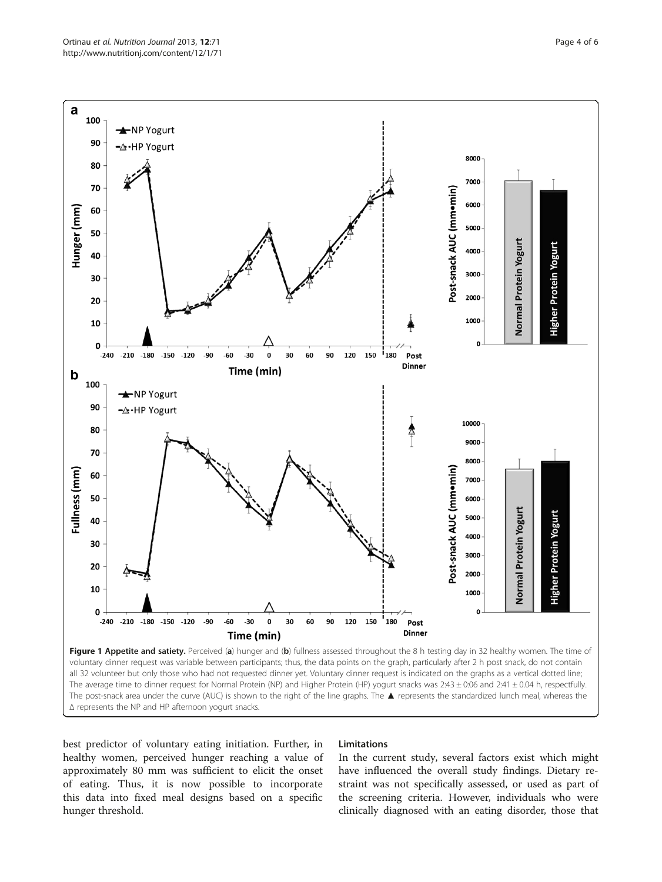**Figure 1 Appetite and satiety.** Perceived (**a**) hunger and (**b**) fullness assessed throughout the 8 h testing day in 32 healthy women. The time of voluntary dinner request was variable between participants; thus, the data points on the graph, particularly after 2 h post snack, do not contain all 32 volunteer but only those who had not requested dinner yet. Voluntary dinner request is indicated on the graphs as a vertical dotted line; The average time to dinner request for Normal Protein (NP) and Higher Protein (HP) yogurt snacks was 2:43 ± 0:06 and 2:41 ± 0.04 h, respectfully. The post-snack area under the curve (AUC) is shown to the right of the line graphs. The ▲ represents the standardized lunch meal, whereas the Δ represents the NP and HP afternoon yogurt snacks.

best predictor of voluntary eating initiation. Further, in healthy women, perceived hunger reaching a value of approximately 80 mm was sufficient to elicit the onset of eating. Thus, it is now possible to incorporate this data into fixed meal designs based on a specific hunger threshold.

### Limitations

In the current study, several factors exist which might have influenced the overall study findings. Dietary restraint was not specifically assessed, or used as part of the screening criteria. However, individuals who were clinically diagnosed with an eating disorder, those that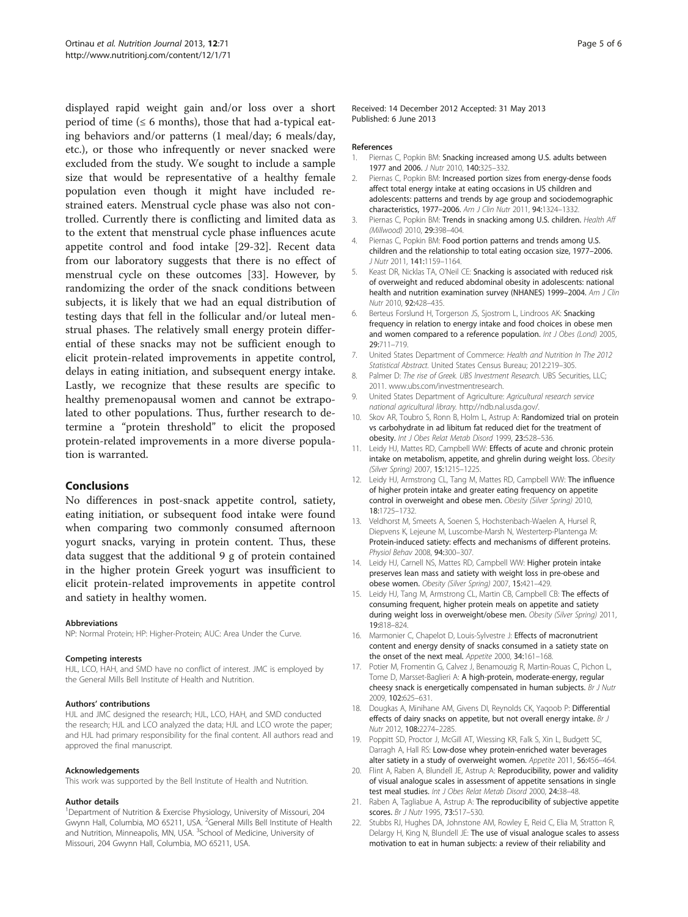displayed rapid weight gain and/or loss over a short period of time (≤ 6 months), those that had a-typical eating behaviors and/or patterns (1 meal/day; 6 meals/day, etc.), or those who infrequently or never snacked were excluded from the study. We sought to include a sample size that would be representative of a healthy female population even though it might have included restrained eaters. Menstrual cycle phase was also not controlled. Currently there is conflicting and limited data as to the extent that menstrual cycle phase influences acute appetite control and food intake [29-32]. Recent data from our laboratory suggests that there is no effect of menstrual cycle on these outcomes [33]. However, by randomizing the order of the snack conditions between subjects, it is likely that we had an equal distribution of testing days that fell in the follicular and/or luteal menstrual phases. The relatively small energy protein differential of these snacks may not be sufficient enough to elicit protein-related improvements in appetite control, delays in eating initiation, and subsequent energy intake. Lastly, we recognize that these results are specific to healthy premenopausal women and cannot be extrapolated to other populations. Thus, further research to determine a "protein threshold" to elicit the proposed protein-related improvements in a more diverse population is warranted.

## Conclusions

No differences in post-snack appetite control, satiety, eating initiation, or subsequent food intake were found when comparing two commonly consumed afternoon yogurt snacks, varying in protein content. Thus, these data suggest that the additional 9 g of protein contained in the higher protein Greek yogurt was insufficient to elicit protein-related improvements in appetite control and satiety in healthy women.

#### Abbreviations

NP: Normal Protein; HP: Higher-Protein; AUC: Area Under the Curve.

#### Competing interests

HJL, LCO, HAH, and SMD have no conflict of interest. JMC is employed by the General Mills Bell Institute of Health and Nutrition.

#### Authors' contributions

HJL and JMC designed the research; HJL, LCO, HAH, and SMD conducted the research; HJL and LCO analyzed the data; HJL and LCO wrote the paper; and HJL had primary responsibility for the final content. All authors read and approved the final manuscript.

#### Acknowledgements

This work was supported by the Bell Institute of Health and Nutrition.

#### Author details

[1]Department of Nutrition & Exercise Physiology, University of Missouri, 204 Gwynn Hall, Columbia, MO 65211, USA. [2]General Mills Bell Institute of Health and Nutrition, Minneapolis, MN, USA. [3]School of Medicine, University of Missouri, 204 Gwynn Hall, Columbia, MO 65211, USA.

Received: 14 December 2012 Accepted: 31 May 2013
Published: 6 June 2013

#### References

1. Piernas C, Popkin BM: **Snacking increased among U.S. adults between 1977 and 2006.** *J Nutr* 2010, **140:**325–332.
2. Piernas C, Popkin BM: **Increased portion sizes from energy-dense foods affect total energy intake at eating occasions in US children and adolescents: patterns and trends by age group and sociodemographic characteristics, 1977–2006.** *Am J Clin Nutr* 2011, **94:**1324–1332.
3. Piernas C, Popkin BM: **Trends in snacking among U.S. children.** *Health Aff (Millwood)* 2010, **29:**398–404.
4. Piernas C, Popkin BM: **Food portion patterns and trends among U.S. children and the relationship to total eating occasion size, 1977–2006.** *J Nutr* 2011, **141:**1159–1164.
5. Keast DR, Nicklas TA, O'Neil CE: **Snacking is associated with reduced risk of overweight and reduced abdominal obesity in adolescents: national health and nutrition examination survey (NHANES) 1999–2004.** *Am J Clin Nutr* 2010, **92:**428–435.
6. Berteus Forslund H, Torgerson JS, Sjostrom L, Lindroos AK: **Snacking frequency in relation to energy intake and food choices in obese men and women compared to a reference population.** *Int J Obes (Lond)* 2005, **29:**711–719.
7. United States Department of Commerce: *Health and Nutrition In The 2012 Statistical Abstract.* United States Census Bureau; 2012:219–305.
8. Palmer D: *The rise of Greek. UBS Investment Research.* UBS Securities, LLC; 2011. www.ubs.com/investmentresearch.
9. United States Department of Agriculture: *Agricultural research service national agricultural library.* http://ndb.nal.usda.gov/.
10. Skov AR, Toubro S, Ronn B, Holm L, Astrup A: **Randomized trial on protein vs carbohydrate in ad libitum fat reduced diet for the treatment of obesity.** *Int J Obes Relat Metab Disord* 1999, **23:**528–536.
11. Leidy HJ, Mattes RD, Campbell WW: **Effects of acute and chronic protein intake on metabolism, appetite, and ghrelin during weight loss.** *Obesity (Silver Spring)* 2007, **15:**1215–1225.
12. Leidy HJ, Armstrong CL, Tang M, Mattes RD, Campbell WW: **The influence of higher protein intake and greater eating frequency on appetite control in overweight and obese men.** *Obesity (Silver Spring)* 2010, **18:**1725–1732.
13. Veldhorst M, Smeets A, Soenen S, Hochstenbach-Waelen A, Hursel R, Diepvens K, Lejeune M, Luscombe-Marsh N, Westerterp-Plantenga M: **Protein-induced satiety: effects and mechanisms of different proteins.** *Physiol Behav* 2008, **94:**300–307.
14. Leidy HJ, Carnell NS, Mattes RD, Campbell WW: **Higher protein intake preserves lean mass and satiety with weight loss in pre-obese and obese women.** *Obesity (Silver Spring)* 2007, **15:**421–429.
15. Leidy HJ, Tang M, Armstrong CL, Martin CB, Campbell CB: **The effects of consuming frequent, higher protein meals on appetite and satiety during weight loss in overweight/obese men.** *Obesity (Silver Spring)* 2011, **19:**818–824.
16. Marmonier C, Chapelot D, Louis-Sylvestre J: **Effects of macronutrient content and energy density of snacks consumed in a satiety state on the onset of the next meal.** *Appetite* 2000, **34:**161–168.
17. Potier M, Fromentin G, Calvez J, Benamouzig R, Martin-Rouas C, Pichon L, Tome D, Marsset-Baglieri A: **A high-protein, moderate-energy, regular cheesy snack is energetically compensated in human subjects.** *Br J Nutr* 2009, **102:**625–631.
18. Dougkas A, Minihane AM, Givens DI, Reynolds CK, Yaqoob P: **Differential effects of dairy snacks on appetite, but not overall energy intake.** *Br J Nutr* 2012, **108:**2274–2285.
19. Poppitt SD, Proctor J, McGill AT, Wiessing KR, Falk S, Xin L, Budgett SC, Darragh A, Hall RS: **Low-dose whey protein-enriched water beverages alter satiety in a study of overweight women.** *Appetite* 2011, **56:**456–464.
20. Flint A, Raben A, Blundell JE, Astrup A: **Reproducibility, power and validity of visual analogue scales in assessment of appetite sensations in single test meal studies.** *Int J Obes Relat Metab Disord* 2000, **24:**38–48.
21. Raben A, Tagliabue A, Astrup A: **The reproducibility of subjective appetite scores.** *Br J Nutr* 1995, **73:**517–530.
22. Stubbs RJ, Hughes DA, Johnstone AM, Rowley E, Reid C, Elia M, Stratton R, Delargy H, King N, Blundell JE: **The use of visual analogue scales to assess motivation to eat in human subjects: a review of their reliability and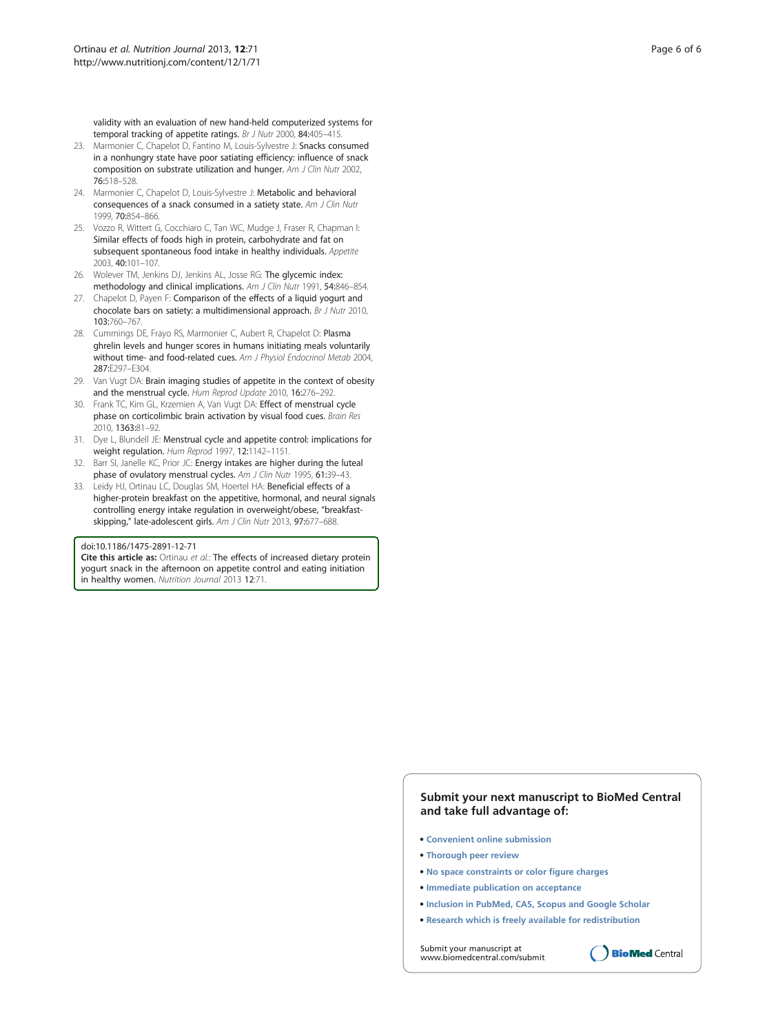validity with an evaluation of new hand-held computerized systems for temporal tracking of appetite ratings. *Br J Nutr* 2000, **84**:405–415.

23. Marmonier C, Chapelot D, Fantino M, Louis-Sylvestre J: Snacks consumed in a nonhungry state have poor satiating efficiency: influence of snack composition on substrate utilization and hunger. *Am J Clin Nutr* 2002, **76**:518–528.
24. Marmonier C, Chapelot D, Louis-Sylvestre J: Metabolic and behavioral consequences of a snack consumed in a satiety state. *Am J Clin Nutr* 1999, **70**:854–866.
25. Vozzo R, Wittert G, Cocchiaro C, Tan WC, Mudge J, Fraser R, Chapman I: Similar effects of foods high in protein, carbohydrate and fat on subsequent spontaneous food intake in healthy individuals. *Appetite* 2003, **40**:101–107.
26. Wolever TM, Jenkins DJ, Jenkins AL, Josse RG: The glycemic index: methodology and clinical implications. *Am J Clin Nutr* 1991, **54**:846–854.
27. Chapelot D, Payen F: Comparison of the effects of a liquid yogurt and chocolate bars on satiety: a multidimensional approach. *Br J Nutr* 2010, **103**:760–767.
28. Cummings DE, Frayo RS, Marmonier C, Aubert R, Chapelot D: Plasma ghrelin levels and hunger scores in humans initiating meals voluntarily without time- and food-related cues. *Am J Physiol Endocrinol Metab* 2004, **287**:E297–E304.
29. Van Vugt DA: Brain imaging studies of appetite in the context of obesity and the menstrual cycle. *Hum Reprod Update* 2010, **16**:276–292.
30. Frank TC, Kim GL, Krzemien A, Van Vugt DA: Effect of menstrual cycle phase on corticolimbic brain activation by visual food cues. *Brain Res* 2010, **1363**:81–92.
31. Dye L, Blundell JE: Menstrual cycle and appetite control: implications for weight regulation. *Hum Reprod* 1997, **12**:1142–1151.
32. Barr SI, Janelle KC, Prior JC: Energy intakes are higher during the luteal phase of ovulatory menstrual cycles. *Am J Clin Nutr* 1995, **61**:39–43.
33. Leidy HJ, Ortinau LC, Douglas SM, Hoertel HA: Beneficial effects of a higher-protein breakfast on the appetitive, hormonal, and neural signals controlling energy intake regulation in overweight/obese, "breakfast-skipping," late-adolescent girls. *Am J Clin Nutr* 2013, **97**:677–688.

doi:10.1186/1475-2891-12-71

**Cite this article as:** Ortinau *et al.*: The effects of increased dietary protein yogurt snack in the afternoon on appetite control and eating initiation in healthy women. *Nutrition Journal* 2013 **12**:71.

**Submit your next manuscript to BioMed Central and take full advantage of:**

- **Convenient online submission**
- **Thorough peer review**
- **No space constraints or color figure charges**
- **Immediate publication on acceptance**
- **Inclusion in PubMed, CAS, Scopus and Google Scholar**
- **Research which is freely available for redistribution**

Submit your manuscript at
www.biomedcentral.com/submit

BioMed Central